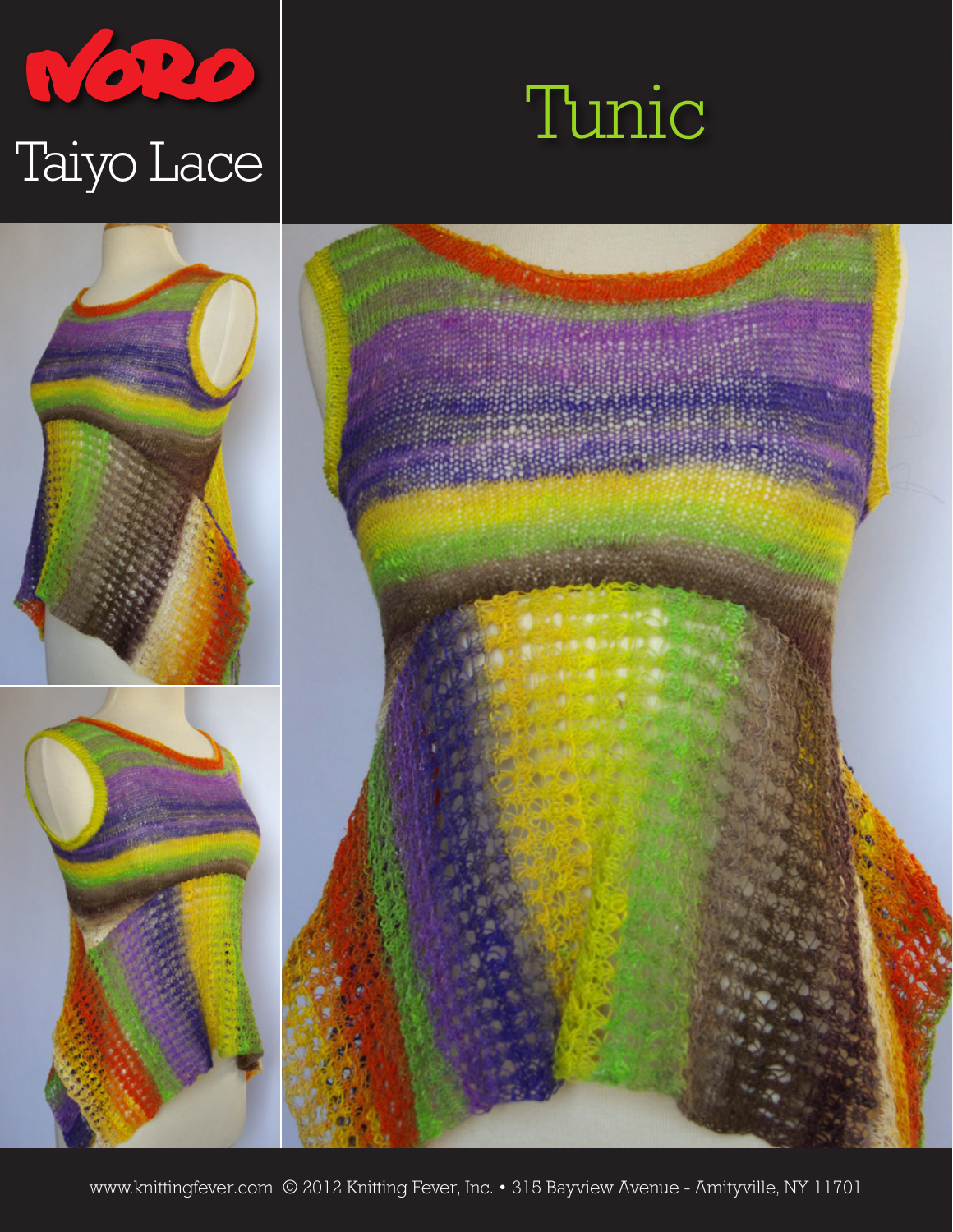# NORO

## Taiyo Lace

# Tunic

www.knittingfever.com © 2012 Knitting Fever, Inc. • 315 Bayview Avenue - Amityville, NY 11701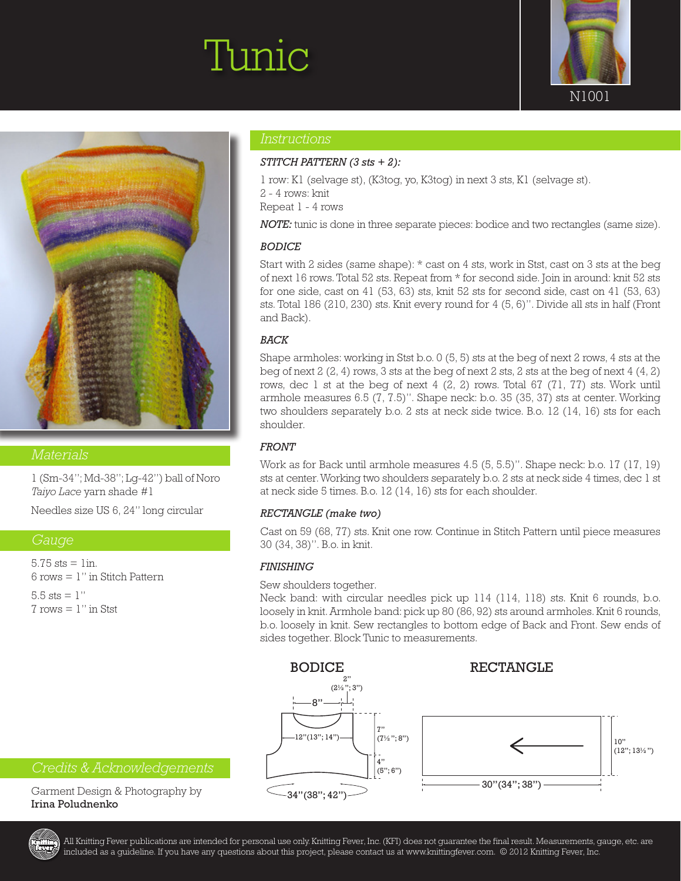# Tunic

N1001

## Materials

1 (Sm-34"; Md-38"; Lg-42") ball of Noro *Taiyo Lace* yarn shade #1

Needles size US 6, 24" long circular

## Gauge

5.75 sts = 1in.
6 rows = 1" in Stitch Pattern

5.5 sts = 1"
7 rows = 1" in Stst

## Credits & Acknowledgements

Garment Design & Photography by
**Irina Poludnenko**

## Instructions

***STITCH PATTERN (3 sts + 2):***

1 row: K1 (selvage st), (K3tog, yo, K3tog) in next 3 sts, K1 (selvage st).
2 - 4 rows: knit
Repeat 1 - 4 rows

***NOTE:*** tunic is done in three separate pieces: bodice and two rectangles (same size).

***BODICE***

Start with 2 sides (same shape): * cast on 4 sts, work in Stst, cast on 3 sts at the beg of next 16 rows. Total 52 sts. Repeat from * for second side. Join in around: knit 52 sts for one side, cast on 41 (53, 63) sts, knit 52 sts for second side, cast on 41 (53, 63) sts. Total 186 (210, 230) sts. Knit every round for 4 (5, 6)". Divide all sts in half (Front and Back).

***BACK***

Shape armholes: working in Stst b.o. 0 (5, 5) sts at the beg of next 2 rows, 4 sts at the beg of next 2 (2, 4) rows, 3 sts at the beg of next 2 sts, 2 sts at the beg of next 4 (4, 2) rows, dec 1 st at the beg of next 4 (2, 2) rows. Total 67 (71, 77) sts. Work until armhole measures 6.5 (7, 7.5)". Shape neck: b.o. 35 (35, 37) sts at center. Working two shoulders separately b.o. 2 sts at neck side twice. B.o. 12 (14, 16) sts for each shoulder.

***FRONT***

Work as for Back until armhole measures 4.5 (5, 5.5)". Shape neck: b.o. 17 (17, 19) sts at center. Working two shoulders separately b.o. 2 sts at neck side 4 times, dec 1 st at neck side 5 times. B.o. 12 (14, 16) sts for each shoulder.

***RECTANGLE (make two)***

Cast on 59 (68, 77) sts. Knit one row. Continue in Stitch Pattern until piece measures 30 (34, 38)". B.o. in knit.

***FINISHING***

Sew shoulders together.
Neck band: with circular needles pick up 114 (114, 118) sts. Knit 6 rounds, b.o. loosely in knit. Armhole band: pick up 80 (86, 92) sts around armholes. Knit 6 rounds, b.o. loosely in knit. Sew rectangles to bottom edge of Back and Front. Sew ends of sides together. Block Tunic to measurements.

BODICE

2"
(2¼"; 3")
8"
12"(13"; 14")
7"
(7½"; 8")
4"
(5"; 6")
34"(38"; 42")

RECTANGLE

10"
(12"; 13¼")
30"(34"; 38")

All Knitting Fever publications are intended for personal use only. Knitting Fever, Inc. (KFI) does not guarantee the final result. Measurements, gauge, etc. are included as a guideline. If you have any questions about this project, please contact us at www.knittingfever.com. © 2012 Knitting Fever, Inc.